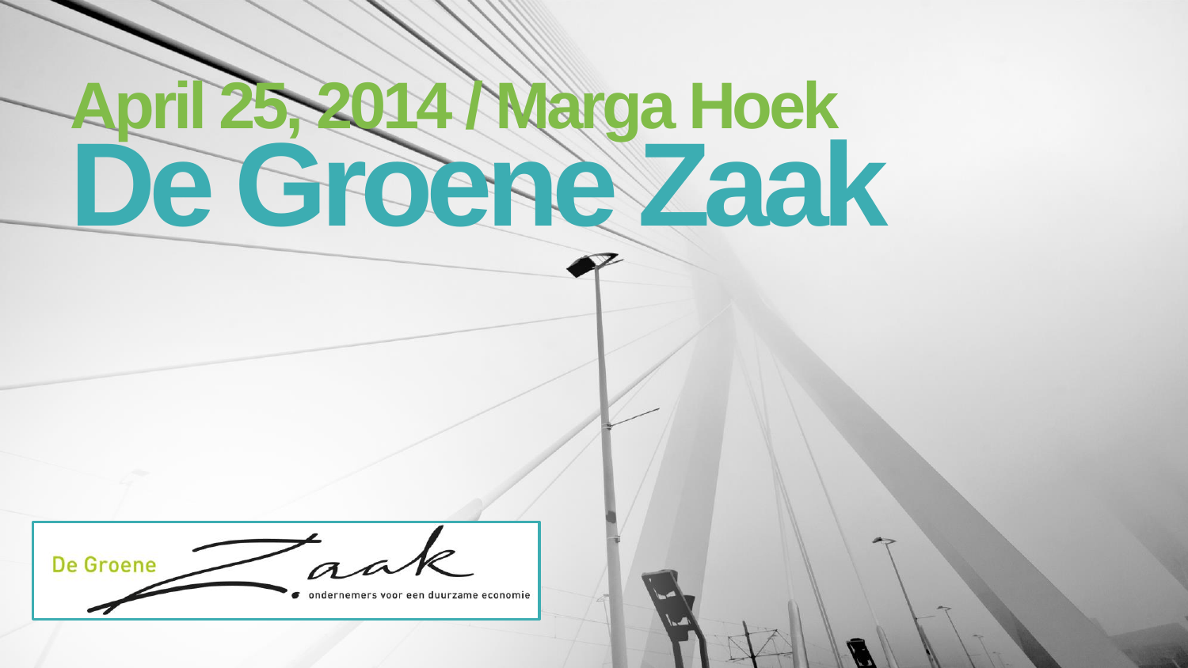# April 25, 2014 / Marga Hoek

# De Groene Zaak

De Groene Zaak
ondernemers voor een duurzame economie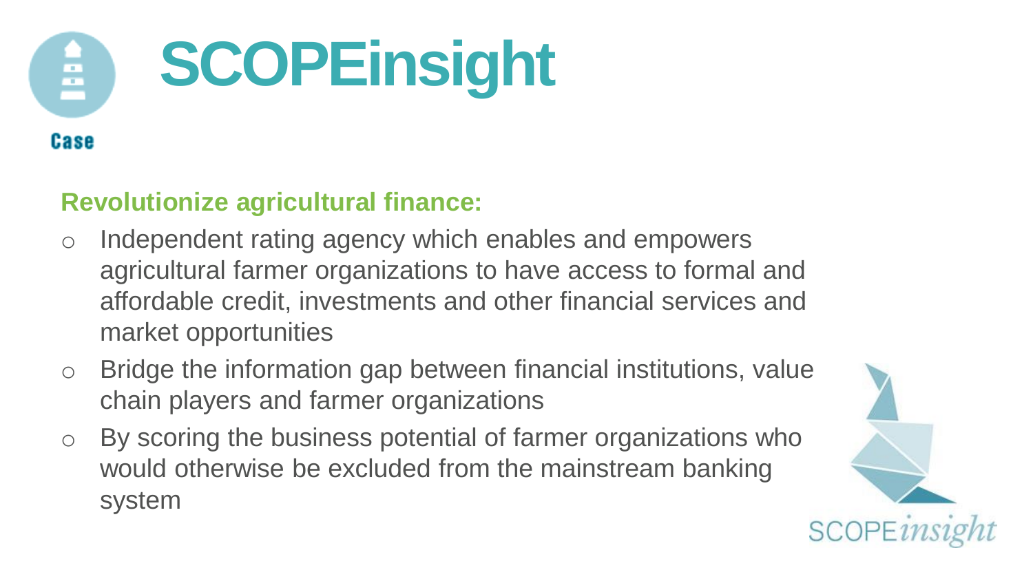Case

# SCOPEinsight

**Revolutionize agricultural finance:**

- Independent rating agency which enables and empowers agricultural farmer organizations to have access to formal and affordable credit, investments and other financial services and market opportunities
- Bridge the information gap between financial institutions, value chain players and farmer organizations
- By scoring the business potential of farmer organizations who would otherwise be excluded from the mainstream banking system

SCOPE*insight*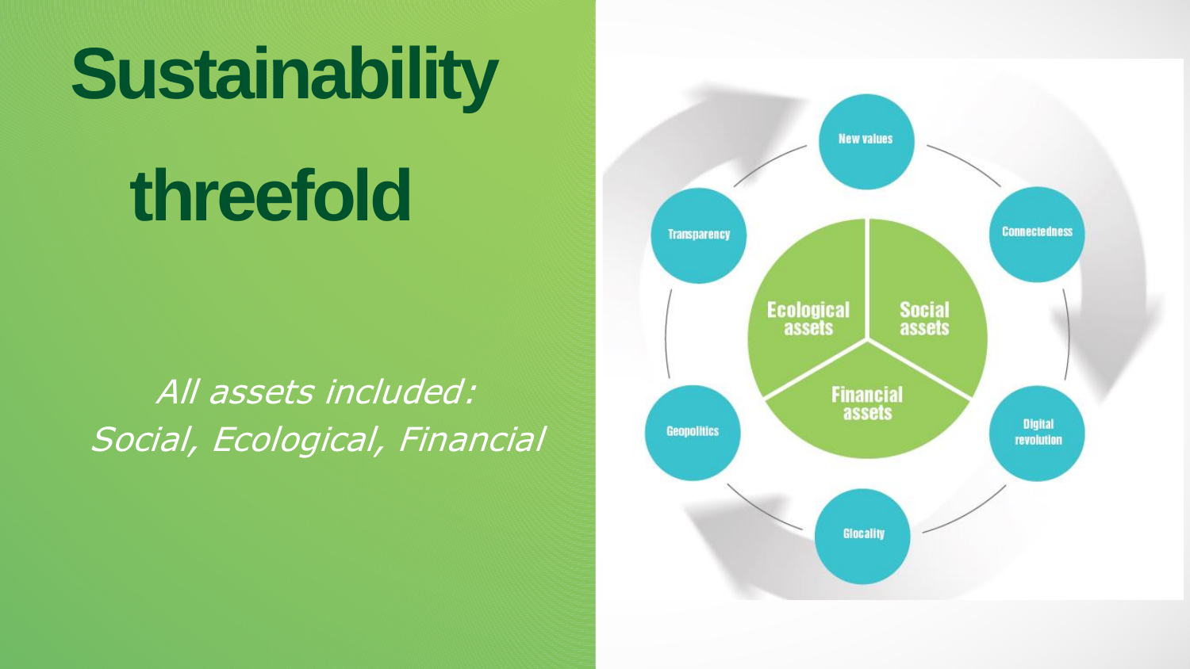# Sustainability threefold

*All assets included:*
*Social, Ecological, Financial*

New values

Connectedness

Digital revolution

Glocality

Geopolitics

Transparency

Ecological assets

Social assets

Financial assets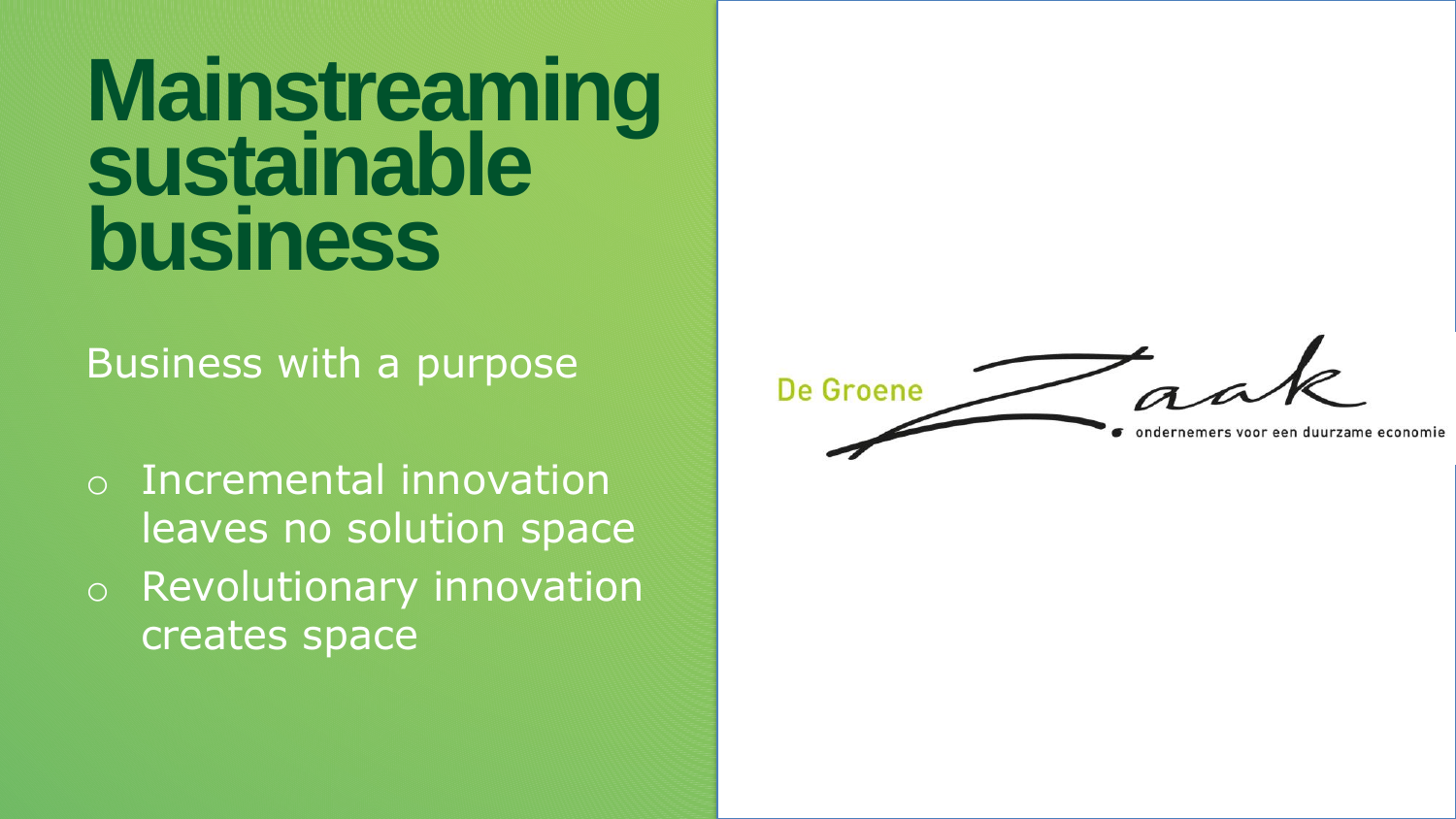# Mainstreaming sustainable business

Business with a purpose

- Incremental innovation leaves no solution space
- Revolutionary innovation creates space

De Groene Zaak

ondernemers voor een duurzame economie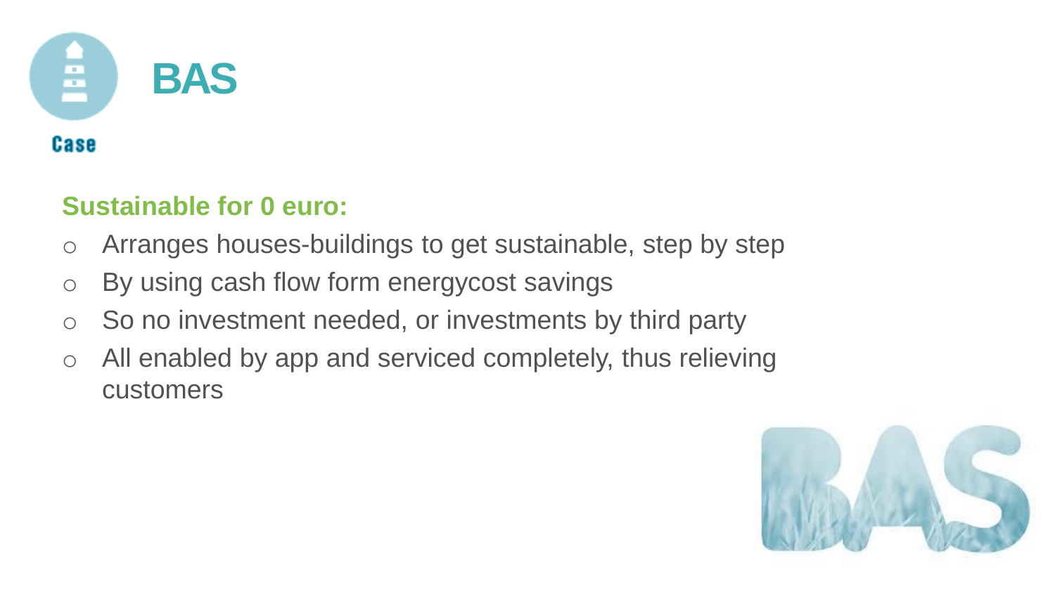Case

# BAS

**Sustainable for 0 euro:**

- Arranges houses-buildings to get sustainable, step by step
- By using cash flow form energycost savings
- So no investment needed, or investments by third party
- All enabled by app and serviced completely, thus relieving customers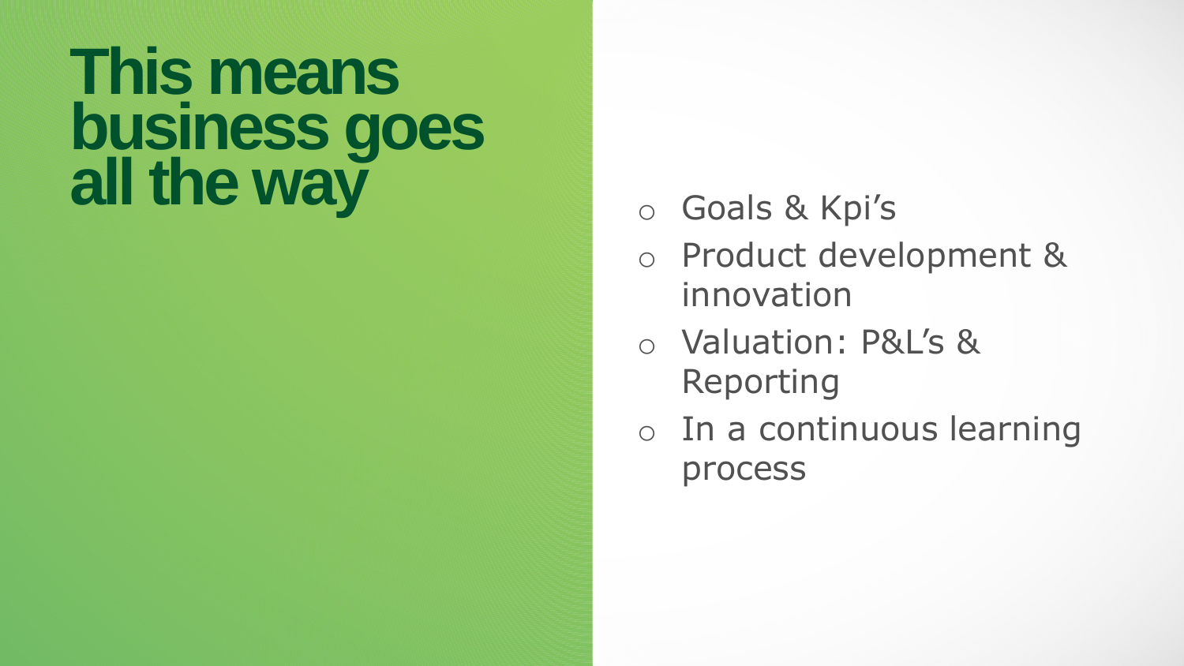# This means business goes all the way

- Goals & Kpi's
- Product development & innovation
- Valuation: P&L's & Reporting
- In a continuous learning process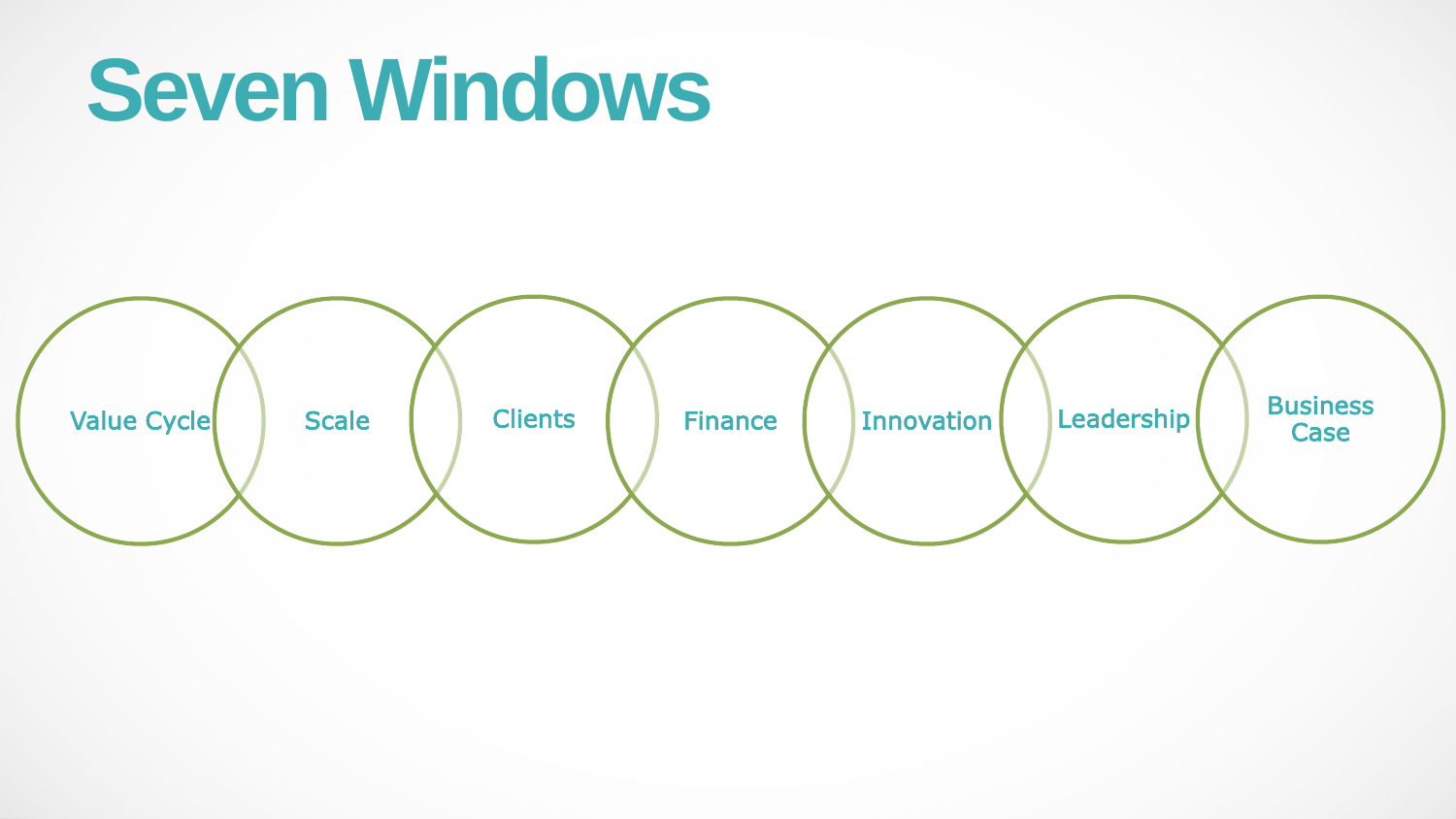# Seven Windows

- Value Cycle
- Scale
- Clients
- Finance
- Innovation
- Leadership
- Business Case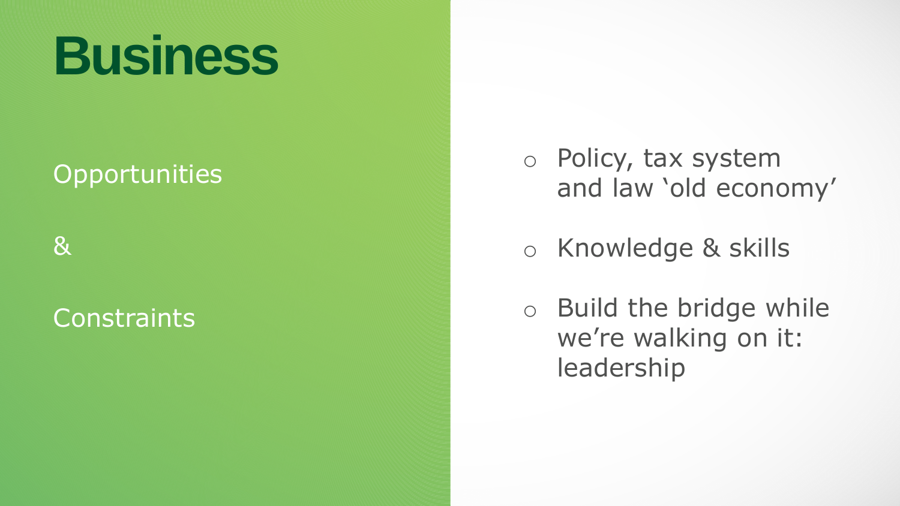# Business

Opportunities

&

Constraints

- Policy, tax system and law 'old economy'
- Knowledge & skills
- Build the bridge while we're walking on it: leadership